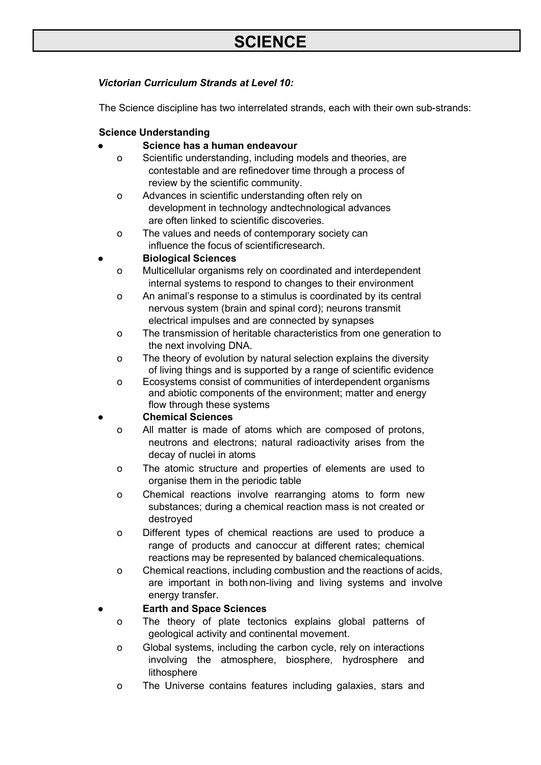# SCIENCE

***Victorian Curriculum Strands at Level 10:***

The Science discipline has two interrelated strands, each with their own sub-strands:

**Science Understanding**

- **Science has a human endeavour**
  - Scientific understanding, including models and theories, are contestable and are refinedover time through a process of review by the scientific community.
  - Advances in scientific understanding often rely on development in technology andtechnological advances are often linked to scientific discoveries.
  - The values and needs of contemporary society can influence the focus of scientificresearch.
- **Biological Sciences**
  - Multicellular organisms rely on coordinated and interdependent internal systems to respond to changes to their environment
  - An animal's response to a stimulus is coordinated by its central nervous system (brain and spinal cord); neurons transmit electrical impulses and are connected by synapses
  - The transmission of heritable characteristics from one generation to the next involving DNA.
  - The theory of evolution by natural selection explains the diversity of living things and is supported by a range of scientific evidence
  - Ecosystems consist of communities of interdependent organisms and abiotic components of the environment; matter and energy flow through these systems
- **Chemical Sciences**
  - All matter is made of atoms which are composed of protons, neutrons and electrons; natural radioactivity arises from the decay of nuclei in atoms
  - The atomic structure and properties of elements are used to organise them in the periodic table
  - Chemical reactions involve rearranging atoms to form new substances; during a chemical reaction mass is not created or destroyed
  - Different types of chemical reactions are used to produce a range of products and canoccur at different rates; chemical reactions may be represented by balanced chemicalequations.
  - Chemical reactions, including combustion and the reactions of acids, are important in bothnon-living and living systems and involve energy transfer.
- **Earth and Space Sciences**
  - The theory of plate tectonics explains global patterns of geological activity and continental movement.
  - Global systems, including the carbon cycle, rely on interactions involving the atmosphere, biosphere, hydrosphere and lithosphere
  - The Universe contains features including galaxies, stars and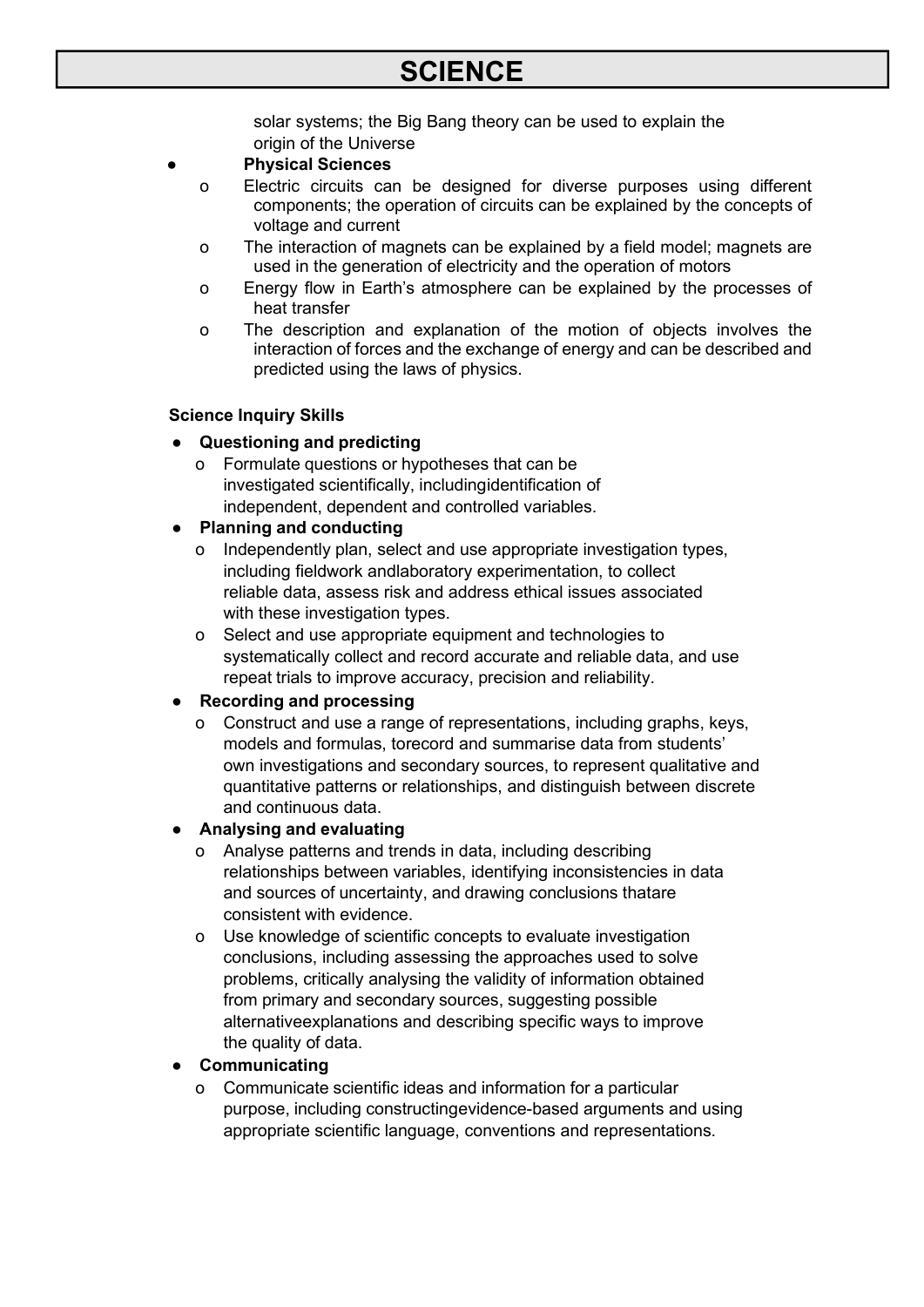solar systems; the Big Bang theory can be used to explain the origin of the Universe

- **Physical Sciences**
  - Electric circuits can be designed for diverse purposes using different components; the operation of circuits can be explained by the concepts of voltage and current
  - The interaction of magnets can be explained by a field model; magnets are used in the generation of electricity and the operation of motors
  - Energy flow in Earth's atmosphere can be explained by the processes of heat transfer
  - The description and explanation of the motion of objects involves the interaction of forces and the exchange of energy and can be described and predicted using the laws of physics.

**Science Inquiry Skills**

- **Questioning and predicting**
  - Formulate questions or hypotheses that can be investigated scientifically, includingidentification of independent, dependent and controlled variables.
- **Planning and conducting**
  - Independently plan, select and use appropriate investigation types, including fieldwork andlaboratory experimentation, to collect reliable data, assess risk and address ethical issues associated with these investigation types.
  - Select and use appropriate equipment and technologies to systematically collect and record accurate and reliable data, and use repeat trials to improve accuracy, precision and reliability.
- **Recording and processing**
  - Construct and use a range of representations, including graphs, keys, models and formulas, torecord and summarise data from students' own investigations and secondary sources, to represent qualitative and quantitative patterns or relationships, and distinguish between discrete and continuous data.
- **Analysing and evaluating**
  - Analyse patterns and trends in data, including describing relationships between variables, identifying inconsistencies in data and sources of uncertainty, and drawing conclusions thatare consistent with evidence.
  - Use knowledge of scientific concepts to evaluate investigation conclusions, including assessing the approaches used to solve problems, critically analysing the validity of information obtained from primary and secondary sources, suggesting possible alternativeexplanations and describing specific ways to improve the quality of data.
- **Communicating**
  - Communicate scientific ideas and information for a particular purpose, including constructingevidence-based arguments and using appropriate scientific language, conventions and representations.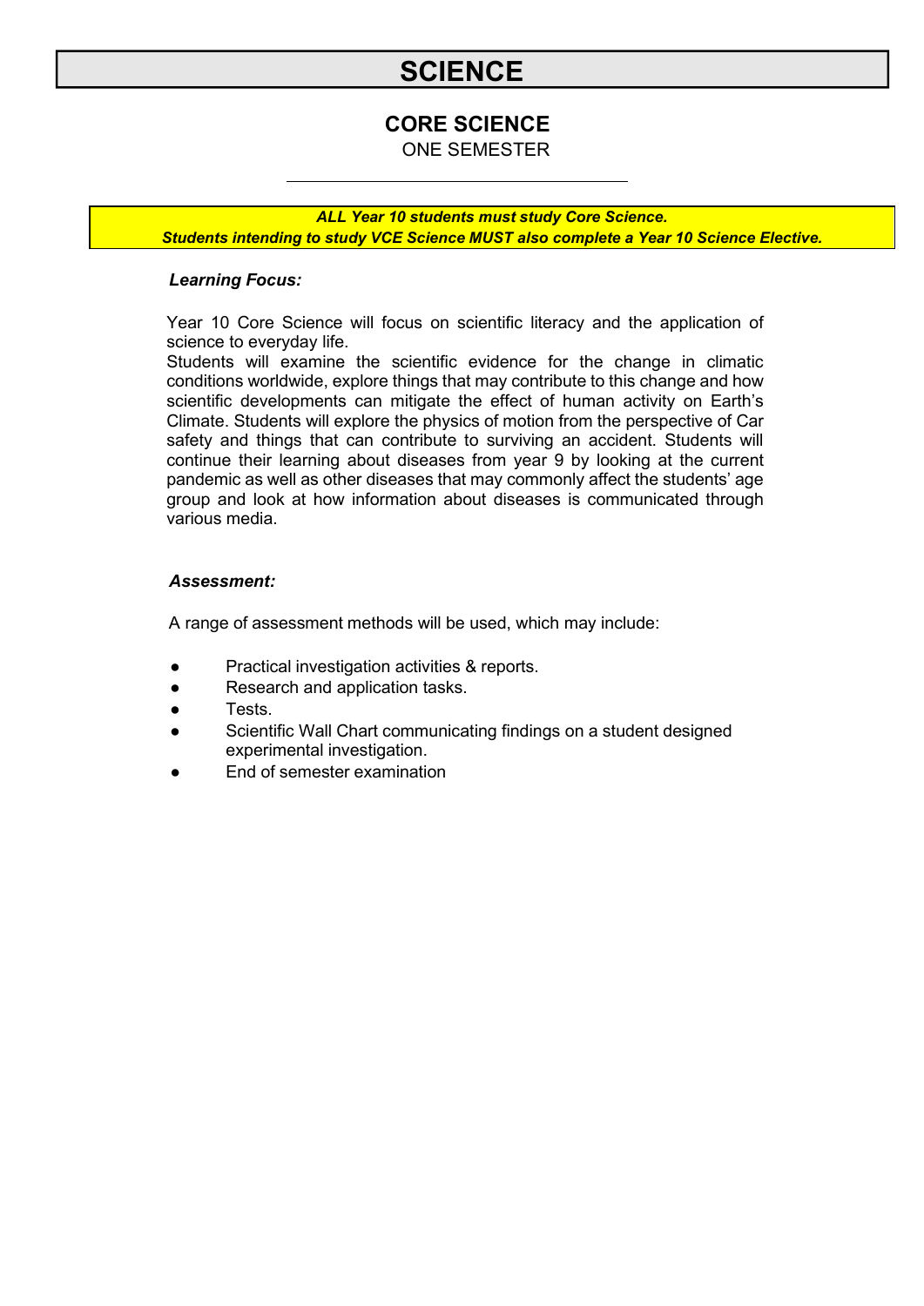# SCIENCE

## CORE SCIENCE

ONE SEMESTER

***ALL Year 10 students must study Core Science.***
***Students intending to study VCE Science MUST also complete a Year 10 Science Elective.***

### *Learning Focus:*

Year 10 Core Science will focus on scientific literacy and the application of science to everyday life.
Students will examine the scientific evidence for the change in climatic conditions worldwide, explore things that may contribute to this change and how scientific developments can mitigate the effect of human activity on Earth's Climate. Students will explore the physics of motion from the perspective of Car safety and things that can contribute to surviving an accident. Students will continue their learning about diseases from year 9 by looking at the current pandemic as well as other diseases that may commonly affect the students' age group and look at how information about diseases is communicated through various media.

### *Assessment:*

A range of assessment methods will be used, which may include:

- Practical investigation activities & reports.
- Research and application tasks.
- Tests.
- Scientific Wall Chart communicating findings on a student designed experimental investigation.
- End of semester examination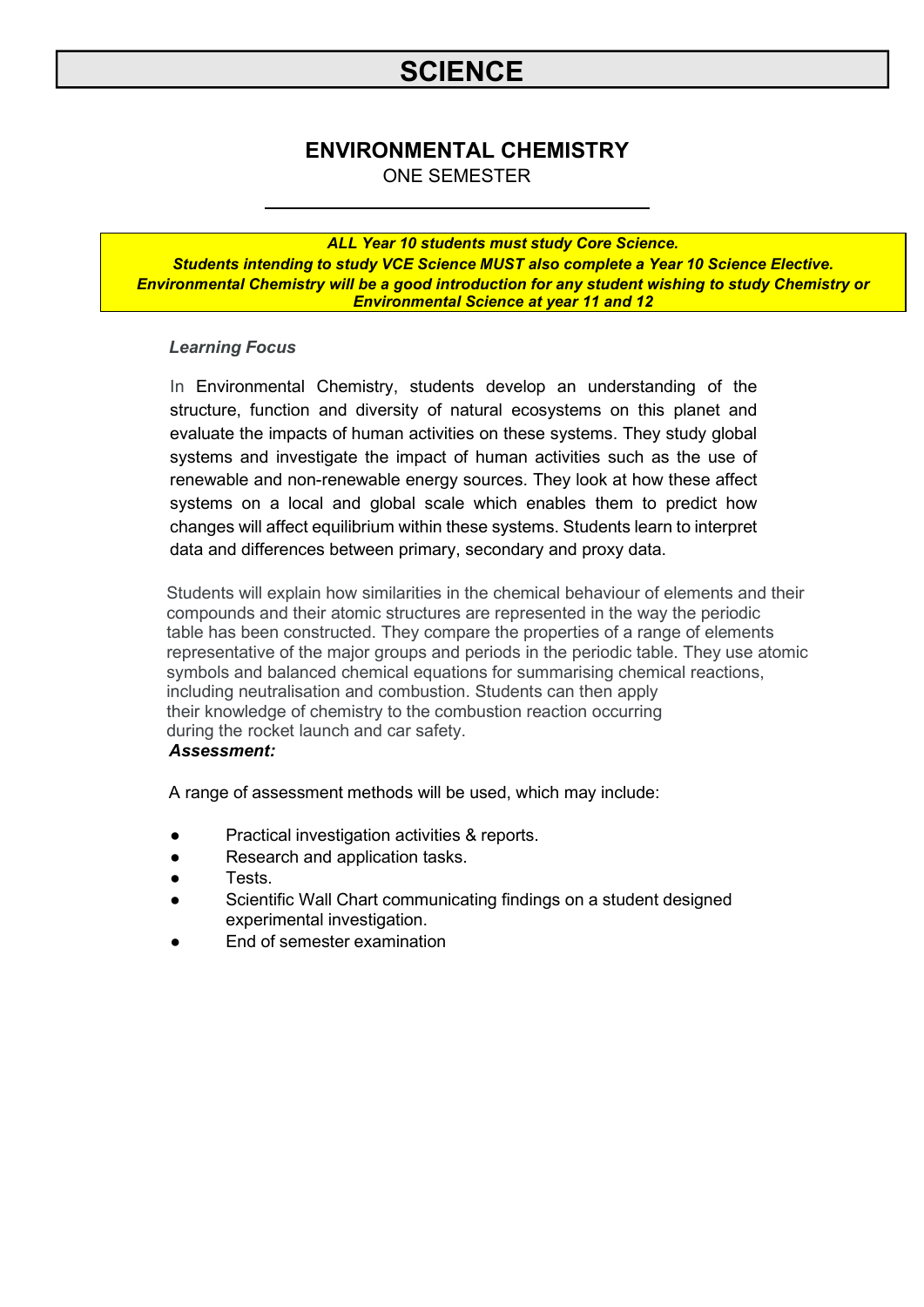# SCIENCE

## ENVIRONMENTAL CHEMISTRY

ONE SEMESTER

***ALL Year 10 students must study Core Science.***
***Students intending to study VCE Science MUST also complete a Year 10 Science Elective.***
***Environmental Chemistry will be a good introduction for any student wishing to study Chemistry or Environmental Science at year 11 and 12***

*Learning Focus*

In Environmental Chemistry, students develop an understanding of the structure, function and diversity of natural ecosystems on this planet and evaluate the impacts of human activities on these systems. They study global systems and investigate the impact of human activities such as the use of renewable and non-renewable energy sources. They look at how these affect systems on a local and global scale which enables them to predict how changes will affect equilibrium within these systems. Students learn to interpret data and differences between primary, secondary and proxy data.

Students will explain how similarities in the chemical behaviour of elements and their compounds and their atomic structures are represented in the way the periodic table has been constructed. They compare the properties of a range of elements representative of the major groups and periods in the periodic table. They use atomic symbols and balanced chemical equations for summarising chemical reactions, including neutralisation and combustion. Students can then apply their knowledge of chemistry to the combustion reaction occurring during the rocket launch and car safety.

***Assessment:***

A range of assessment methods will be used, which may include:

- Practical investigation activities & reports.
- Research and application tasks.
- Tests.
- Scientific Wall Chart communicating findings on a student designed experimental investigation.
- End of semester examination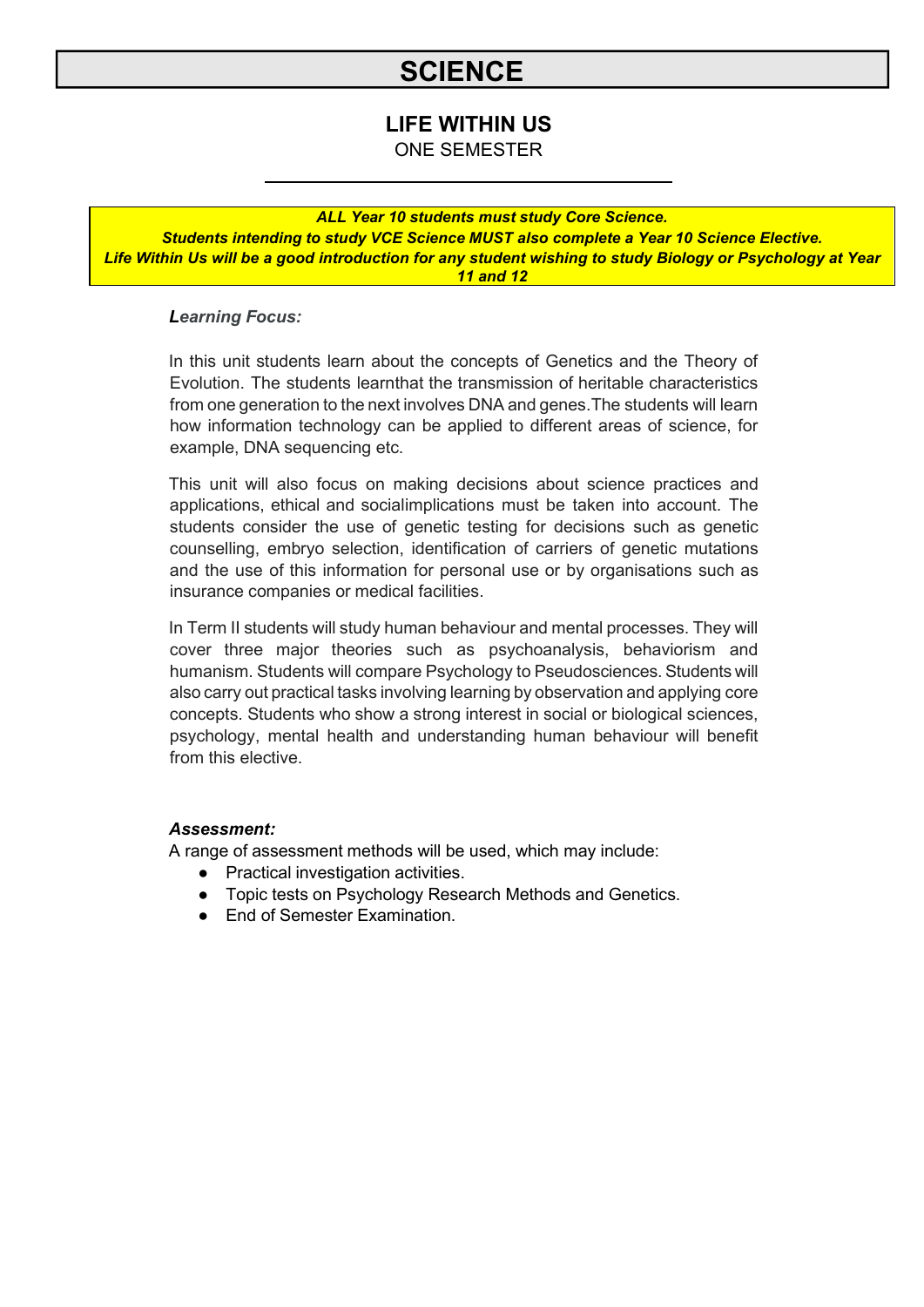# SCIENCE

## LIFE WITHIN US

ONE SEMESTER

***ALL Year 10 students must study Core Science.***
***Students intending to study VCE Science MUST also complete a Year 10 Science Elective.***
***Life Within Us will be a good introduction for any student wishing to study Biology or Psychology at Year 11 and 12***

***Learning Focus:***

In this unit students learn about the concepts of Genetics and the Theory of Evolution. The students learnthat the transmission of heritable characteristics from one generation to the next involves DNA and genes.The students will learn how information technology can be applied to different areas of science, for example, DNA sequencing etc.

This unit will also focus on making decisions about science practices and applications, ethical and socialimplications must be taken into account. The students consider the use of genetic testing for decisions such as genetic counselling, embryo selection, identification of carriers of genetic mutations and the use of this information for personal use or by organisations such as insurance companies or medical facilities.

In Term II students will study human behaviour and mental processes. They will cover three major theories such as psychoanalysis, behaviorism and humanism. Students will compare Psychology to Pseudosciences. Students will also carry out practical tasks involving learning by observation and applying core concepts. Students who show a strong interest in social or biological sciences, psychology, mental health and understanding human behaviour will benefit from this elective.

***Assessment:***

A range of assessment methods will be used, which may include:

- Practical investigation activities.
- Topic tests on Psychology Research Methods and Genetics.
- End of Semester Examination.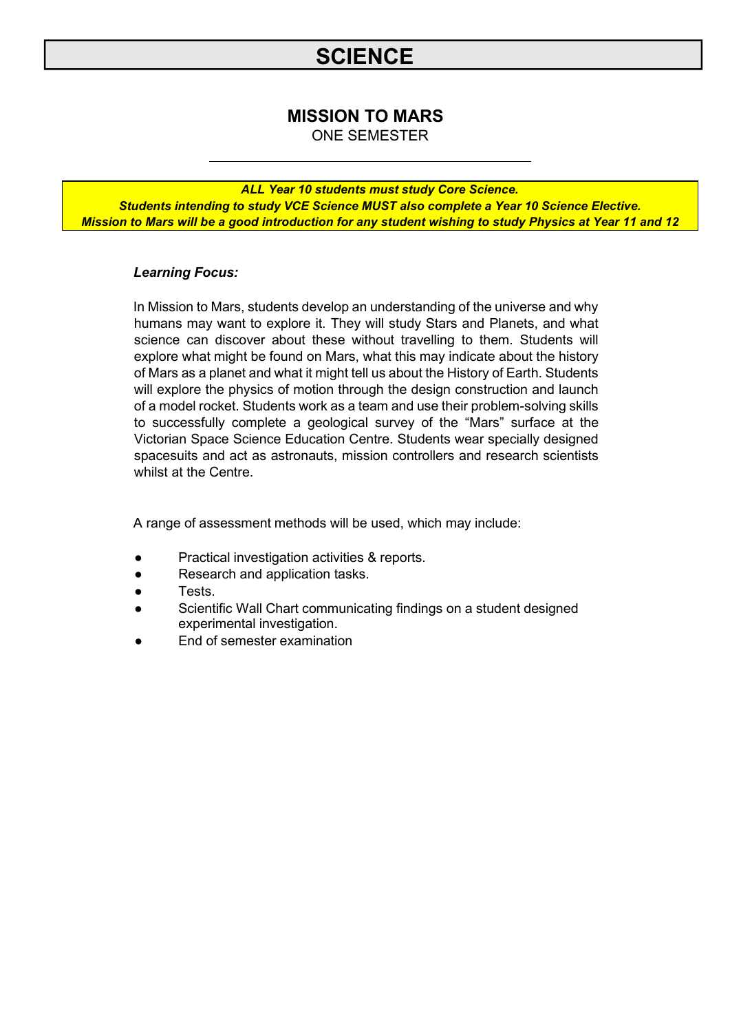# SCIENCE

## MISSION TO MARS

ONE SEMESTER

***ALL Year 10 students must study Core Science.***
***Students intending to study VCE Science MUST also complete a Year 10 Science Elective.***
***Mission to Mars will be a good introduction for any student wishing to study Physics at Year 11 and 12***

***Learning Focus:***

In Mission to Mars, students develop an understanding of the universe and why humans may want to explore it. They will study Stars and Planets, and what science can discover about these without travelling to them. Students will explore what might be found on Mars, what this may indicate about the history of Mars as a planet and what it might tell us about the History of Earth. Students will explore the physics of motion through the design construction and launch of a model rocket. Students work as a team and use their problem-solving skills to successfully complete a geological survey of the "Mars" surface at the Victorian Space Science Education Centre. Students wear specially designed spacesuits and act as astronauts, mission controllers and research scientists whilst at the Centre.

A range of assessment methods will be used, which may include:

- Practical investigation activities & reports.
- Research and application tasks.
- Tests.
- Scientific Wall Chart communicating findings on a student designed experimental investigation.
- End of semester examination